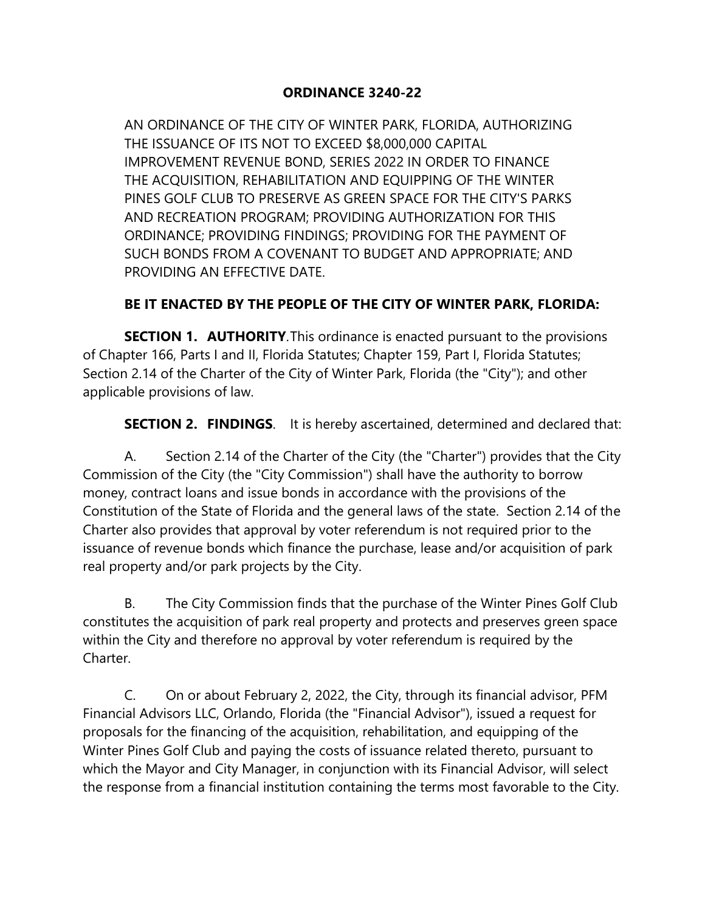# ORDINANCE 3240-22

AN ORDINANCE OF THE CITY OF WINTER PARK, FLORIDA, AUTHORIZING THE ISSUANCE OF ITS NOT TO EXCEED $8,000,000 CAPITAL IMPROVEMENT REVENUE BOND, SERIES 2022 IN ORDER TO FINANCE THE ACQUISITION, REHABILITATION AND EQUIPPING OF THE WINTER PINES GOLF CLUB TO PRESERVE AS GREEN SPACE FOR THE CITY'S PARKS AND RECREATION PROGRAM; PROVIDING AUTHORIZATION FOR THIS ORDINANCE; PROVIDING FINDINGS; PROVIDING FOR THE PAYMENT OF SUCH BONDS FROM A COVENANT TO BUDGET AND APPROPRIATE; AND PROVIDING AN EFFECTIVE DATE.

**BE IT ENACTED BY THE PEOPLE OF THE CITY OF WINTER PARK, FLORIDA:**

**SECTION 1. AUTHORITY**. This ordinance is enacted pursuant to the provisions of Chapter 166, Parts I and II, Florida Statutes; Chapter 159, Part I, Florida Statutes; Section 2.14 of the Charter of the City of Winter Park, Florida (the "City"); and other applicable provisions of law.

**SECTION 2. FINDINGS**. It is hereby ascertained, determined and declared that:

A. Section 2.14 of the Charter of the City (the "Charter") provides that the City Commission of the City (the "City Commission") shall have the authority to borrow money, contract loans and issue bonds in accordance with the provisions of the Constitution of the State of Florida and the general laws of the state. Section 2.14 of the Charter also provides that approval by voter referendum is not required prior to the issuance of revenue bonds which finance the purchase, lease and/or acquisition of park real property and/or park projects by the City.

B. The City Commission finds that the purchase of the Winter Pines Golf Club constitutes the acquisition of park real property and protects and preserves green space within the City and therefore no approval by voter referendum is required by the Charter.

C. On or about February 2, 2022, the City, through its financial advisor, PFM Financial Advisors LLC, Orlando, Florida (the "Financial Advisor"), issued a request for proposals for the financing of the acquisition, rehabilitation, and equipping of the Winter Pines Golf Club and paying the costs of issuance related thereto, pursuant to which the Mayor and City Manager, in conjunction with its Financial Advisor, will select the response from a financial institution containing the terms most favorable to the City.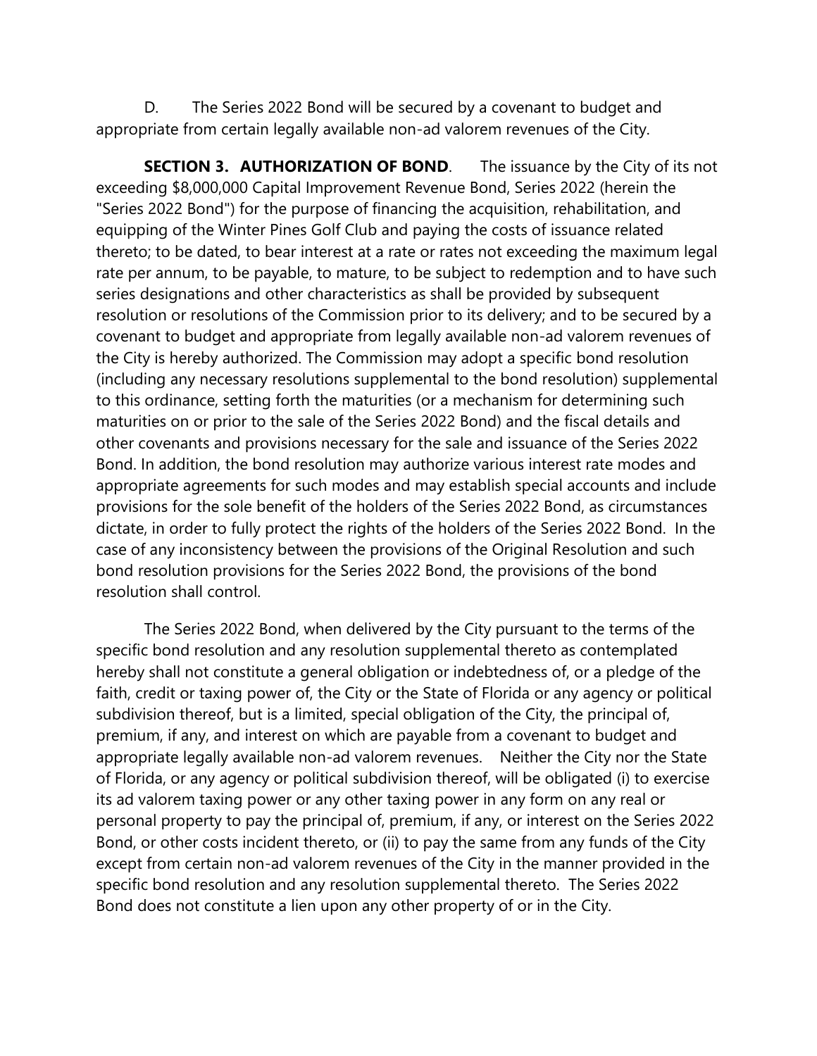D. The Series 2022 Bond will be secured by a covenant to budget and appropriate from certain legally available non-ad valorem revenues of the City.

**SECTION 3. AUTHORIZATION OF BOND**. The issuance by the City of its not exceeding $8,000,000 Capital Improvement Revenue Bond, Series 2022 (herein the "Series 2022 Bond") for the purpose of financing the acquisition, rehabilitation, and equipping of the Winter Pines Golf Club and paying the costs of issuance related thereto; to be dated, to bear interest at a rate or rates not exceeding the maximum legal rate per annum, to be payable, to mature, to be subject to redemption and to have such series designations and other characteristics as shall be provided by subsequent resolution or resolutions of the Commission prior to its delivery; and to be secured by a covenant to budget and appropriate from legally available non-ad valorem revenues of the City is hereby authorized. The Commission may adopt a specific bond resolution (including any necessary resolutions supplemental to the bond resolution) supplemental to this ordinance, setting forth the maturities (or a mechanism for determining such maturities on or prior to the sale of the Series 2022 Bond) and the fiscal details and other covenants and provisions necessary for the sale and issuance of the Series 2022 Bond. In addition, the bond resolution may authorize various interest rate modes and appropriate agreements for such modes and may establish special accounts and include provisions for the sole benefit of the holders of the Series 2022 Bond, as circumstances dictate, in order to fully protect the rights of the holders of the Series 2022 Bond. In the case of any inconsistency between the provisions of the Original Resolution and such bond resolution provisions for the Series 2022 Bond, the provisions of the bond resolution shall control.

The Series 2022 Bond, when delivered by the City pursuant to the terms of the specific bond resolution and any resolution supplemental thereto as contemplated hereby shall not constitute a general obligation or indebtedness of, or a pledge of the faith, credit or taxing power of, the City or the State of Florida or any agency or political subdivision thereof, but is a limited, special obligation of the City, the principal of, premium, if any, and interest on which are payable from a covenant to budget and appropriate legally available non-ad valorem revenues. Neither the City nor the State of Florida, or any agency or political subdivision thereof, will be obligated (i) to exercise its ad valorem taxing power or any other taxing power in any form on any real or personal property to pay the principal of, premium, if any, or interest on the Series 2022 Bond, or other costs incident thereto, or (ii) to pay the same from any funds of the City except from certain non-ad valorem revenues of the City in the manner provided in the specific bond resolution and any resolution supplemental thereto. The Series 2022 Bond does not constitute a lien upon any other property of or in the City.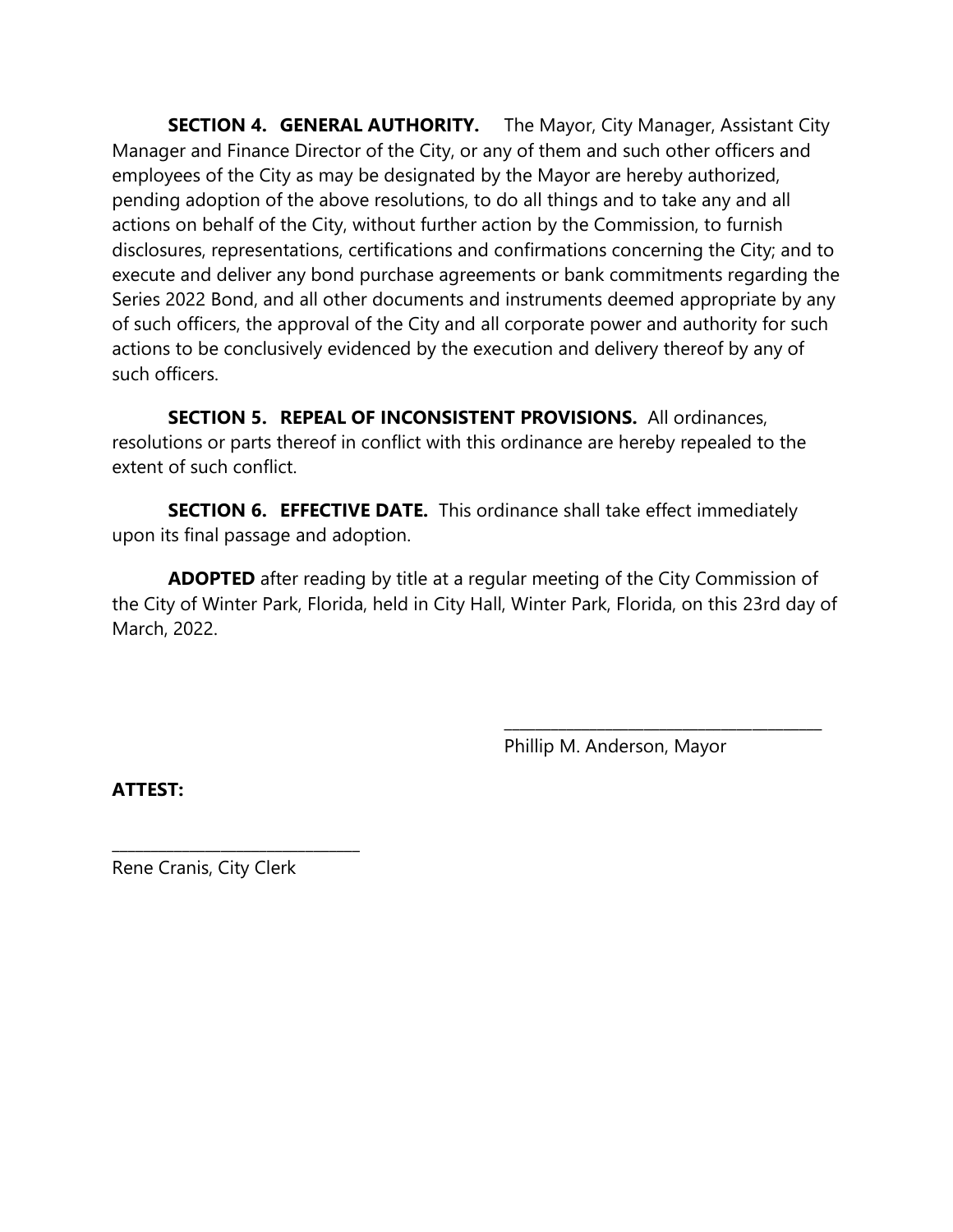**SECTION 4. GENERAL AUTHORITY.** The Mayor, City Manager, Assistant City Manager and Finance Director of the City, or any of them and such other officers and employees of the City as may be designated by the Mayor are hereby authorized, pending adoption of the above resolutions, to do all things and to take any and all actions on behalf of the City, without further action by the Commission, to furnish disclosures, representations, certifications and confirmations concerning the City; and to execute and deliver any bond purchase agreements or bank commitments regarding the Series 2022 Bond, and all other documents and instruments deemed appropriate by any of such officers, the approval of the City and all corporate power and authority for such actions to be conclusively evidenced by the execution and delivery thereof by any of such officers.

**SECTION 5. REPEAL OF INCONSISTENT PROVISIONS.** All ordinances, resolutions or parts thereof in conflict with this ordinance are hereby repealed to the extent of such conflict.

**SECTION 6. EFFECTIVE DATE.** This ordinance shall take effect immediately upon its final passage and adoption.

**ADOPTED** after reading by title at a regular meeting of the City Commission of the City of Winter Park, Florida, held in City Hall, Winter Park, Florida, on this 23rd day of March, 2022.

\_\_\_\_\_\_\_\_\_\_\_\_\_\_\_\_\_\_\_\_\_\_\_\_\_\_\_\_\_\_\_\_\_\_\_\_\_\_\_\_

Phillip M. Anderson, Mayor

**ATTEST:**

\_\_\_\_\_\_\_\_\_\_\_\_\_\_\_\_\_\_\_\_\_\_\_\_\_\_\_\_\_\_\_\_

Rene Cranis, City Clerk